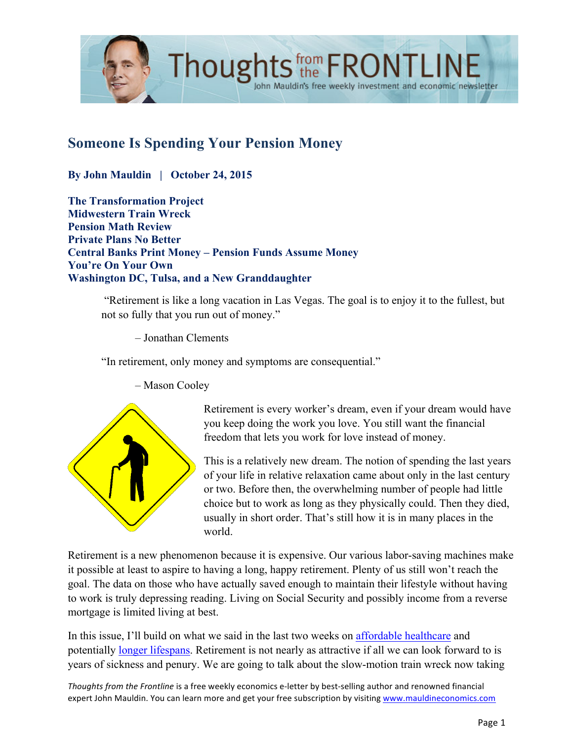# Someone Is Spending Your Pension Money

**By John Mauldin | October 24, 2015**

**The Transformation Project**
**Midwestern Train Wreck**
**Pension Math Review**
**Private Plans No Better**
**Central Banks Print Money – Pension Funds Assume Money**
**You're On Your Own**
**Washington DC, Tulsa, and a New Granddaughter**

> "Retirement is like a long vacation in Las Vegas. The goal is to enjoy it to the fullest, but not so fully that you run out of money."
>
> – Jonathan Clements

> "In retirement, only money and symptoms are consequential."
>
> – Mason Cooley

Retirement is every worker's dream, even if your dream would have you keep doing the work you love. You still want the financial freedom that lets you work for love instead of money.

This is a relatively new dream. The notion of spending the last years of your life in relative relaxation came about only in the last century or two. Before then, the overwhelming number of people had little choice but to work as long as they physically could. Then they died, usually in short order. That's still how it is in many places in the world.

Retirement is a new phenomenon because it is expensive. Our various labor-saving machines make it possible at least to aspire to having a long, happy retirement. Plenty of us still won't reach the goal. The data on those who have actually saved enough to maintain their lifestyle without having to work is truly depressing reading. Living on Social Security and possibly income from a reverse mortgage is limited living at best.

In this issue, I'll build on what we said in the last two weeks on affordable healthcare and potentially longer lifespans. Retirement is not nearly as attractive if all we can look forward to is years of sickness and penury. We are going to talk about the slow-motion train wreck now taking

*Thoughts from the Frontline* is a free weekly economics e-letter by best-selling author and renowned financial expert John Mauldin. You can learn more and get your free subscription by visiting www.mauldineconomics.com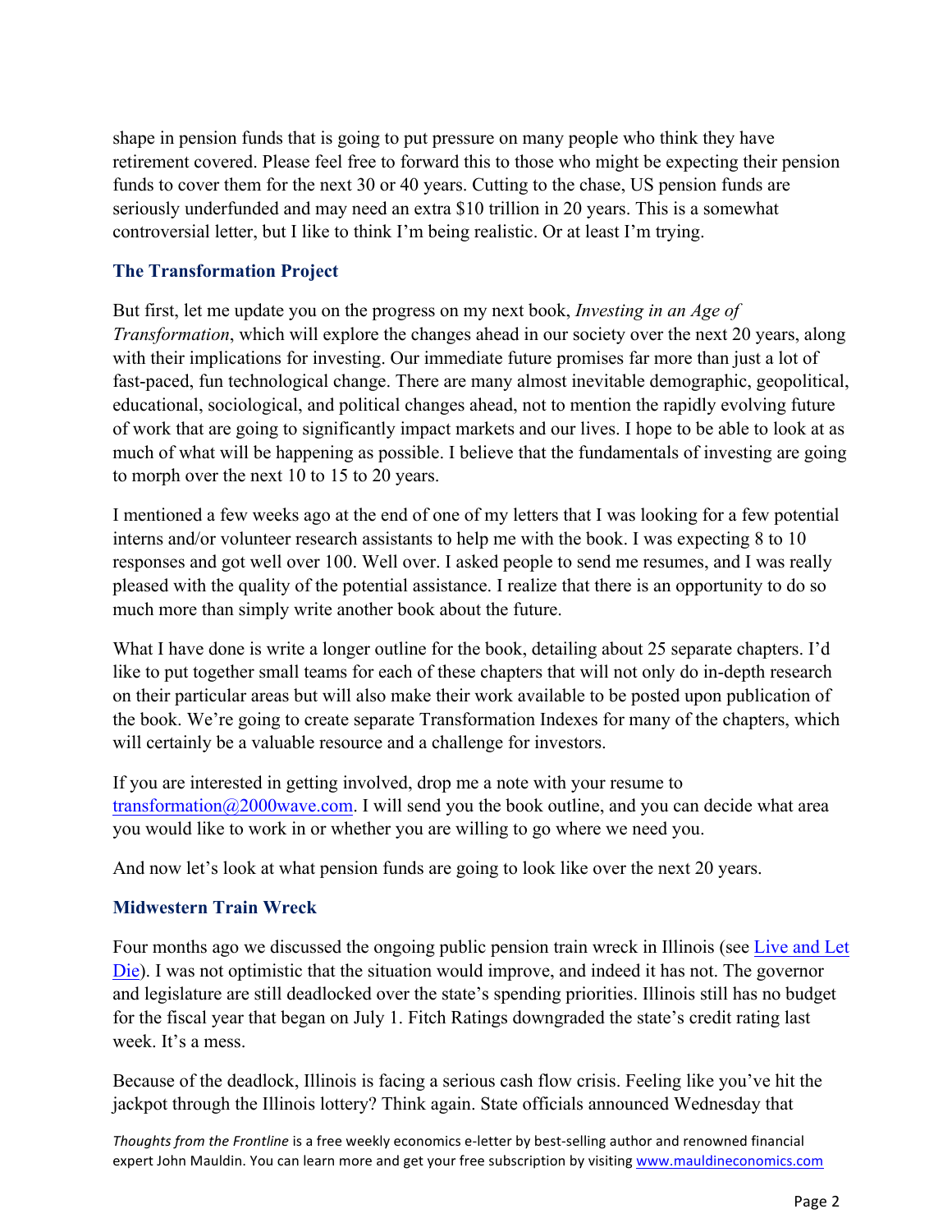shape in pension funds that is going to put pressure on many people who think they have retirement covered. Please feel free to forward this to those who might be expecting their pension funds to cover them for the next 30 or 40 years. Cutting to the chase, US pension funds are seriously underfunded and may need an extra $10 trillion in 20 years. This is a somewhat controversial letter, but I like to think I'm being realistic. Or at least I'm trying.

### The Transformation Project

But first, let me update you on the progress on my next book, *Investing in an Age of Transformation*, which will explore the changes ahead in our society over the next 20 years, along with their implications for investing. Our immediate future promises far more than just a lot of fast-paced, fun technological change. There are many almost inevitable demographic, geopolitical, educational, sociological, and political changes ahead, not to mention the rapidly evolving future of work that are going to significantly impact markets and our lives. I hope to be able to look at as much of what will be happening as possible. I believe that the fundamentals of investing are going to morph over the next 10 to 15 to 20 years.

I mentioned a few weeks ago at the end of one of my letters that I was looking for a few potential interns and/or volunteer research assistants to help me with the book. I was expecting 8 to 10 responses and got well over 100. Well over. I asked people to send me resumes, and I was really pleased with the quality of the potential assistance. I realize that there is an opportunity to do so much more than simply write another book about the future.

What I have done is write a longer outline for the book, detailing about 25 separate chapters. I'd like to put together small teams for each of these chapters that will not only do in-depth research on their particular areas but will also make their work available to be posted upon publication of the book. We're going to create separate Transformation Indexes for many of the chapters, which will certainly be a valuable resource and a challenge for investors.

If you are interested in getting involved, drop me a note with your resume to transformation@2000wave.com. I will send you the book outline, and you can decide what area you would like to work in or whether you are willing to go where we need you.

And now let's look at what pension funds are going to look like over the next 20 years.

### Midwestern Train Wreck

Four months ago we discussed the ongoing public pension train wreck in Illinois (see Live and Let Die). I was not optimistic that the situation would improve, and indeed it has not. The governor and legislature are still deadlocked over the state's spending priorities. Illinois still has no budget for the fiscal year that began on July 1. Fitch Ratings downgraded the state's credit rating last week. It's a mess.

Because of the deadlock, Illinois is facing a serious cash flow crisis. Feeling like you've hit the jackpot through the Illinois lottery? Think again. State officials announced Wednesday that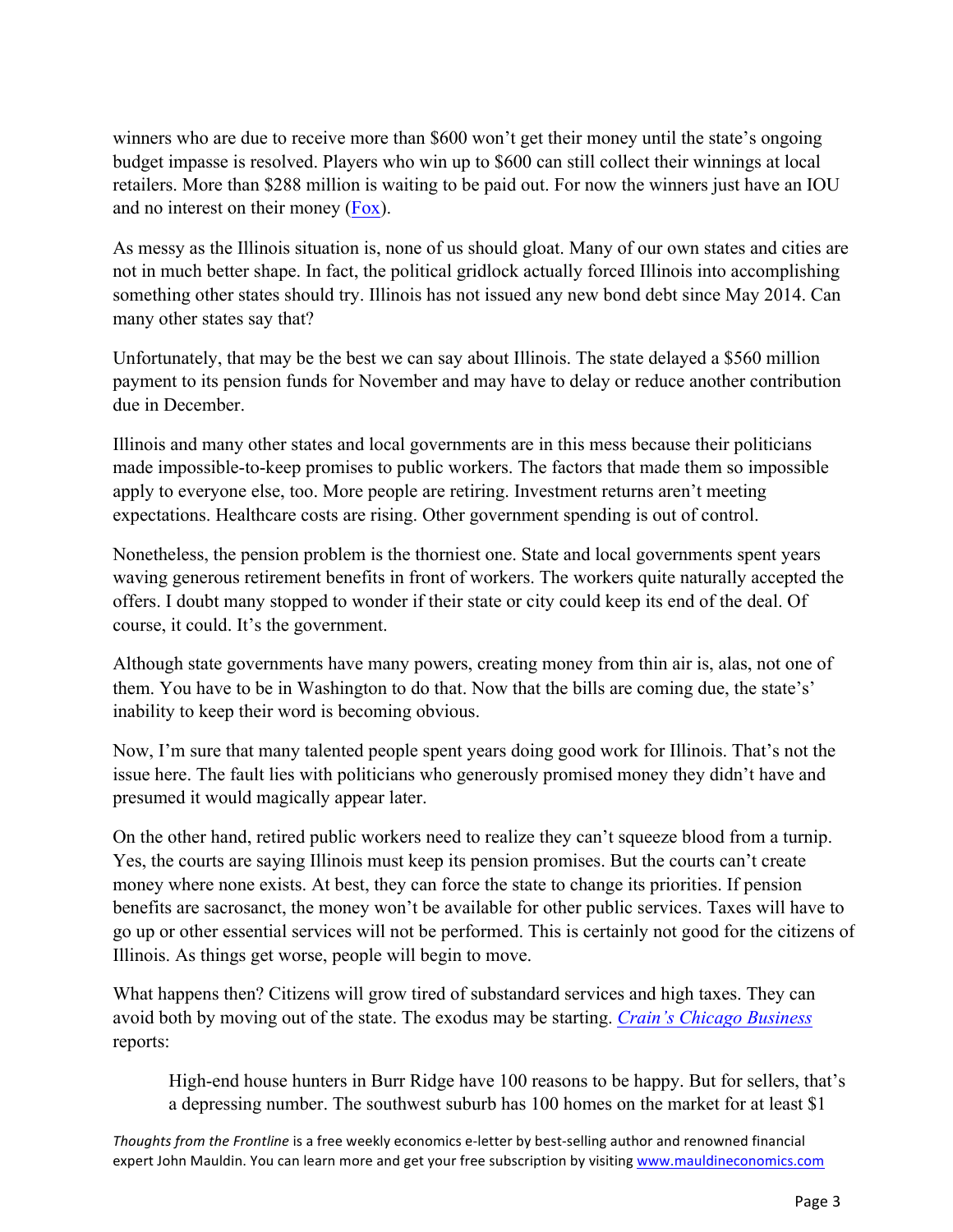winners who are due to receive more than $600 won't get their money until the state's ongoing budget impasse is resolved. Players who win up to $600 can still collect their winnings at local retailers. More than $288 million is waiting to be paid out. For now the winners just have an IOU and no interest on their money (Fox).

As messy as the Illinois situation is, none of us should gloat. Many of our own states and cities are not in much better shape. In fact, the political gridlock actually forced Illinois into accomplishing something other states should try. Illinois has not issued any new bond debt since May 2014. Can many other states say that?

Unfortunately, that may be the best we can say about Illinois. The state delayed a $560 million payment to its pension funds for November and may have to delay or reduce another contribution due in December.

Illinois and many other states and local governments are in this mess because their politicians made impossible-to-keep promises to public workers. The factors that made them so impossible apply to everyone else, too. More people are retiring. Investment returns aren't meeting expectations. Healthcare costs are rising. Other government spending is out of control.

Nonetheless, the pension problem is the thorniest one. State and local governments spent years waving generous retirement benefits in front of workers. The workers quite naturally accepted the offers. I doubt many stopped to wonder if their state or city could keep its end of the deal. Of course, it could. It's the government.

Although state governments have many powers, creating money from thin air is, alas, not one of them. You have to be in Washington to do that. Now that the bills are coming due, the state's' inability to keep their word is becoming obvious.

Now, I'm sure that many talented people spent years doing good work for Illinois. That's not the issue here. The fault lies with politicians who generously promised money they didn't have and presumed it would magically appear later.

On the other hand, retired public workers need to realize they can't squeeze blood from a turnip. Yes, the courts are saying Illinois must keep its pension promises. But the courts can't create money where none exists. At best, they can force the state to change its priorities. If pension benefits are sacrosanct, the money won't be available for other public services. Taxes will have to go up or other essential services will not be performed. This is certainly not good for the citizens of Illinois. As things get worse, people will begin to move.

What happens then? Citizens will grow tired of substandard services and high taxes. They can avoid both by moving out of the state. The exodus may be starting. *Crain's Chicago Business* reports:

> High-end house hunters in Burr Ridge have 100 reasons to be happy. But for sellers, that's a depressing number. The southwest suburb has 100 homes on the market for at least $1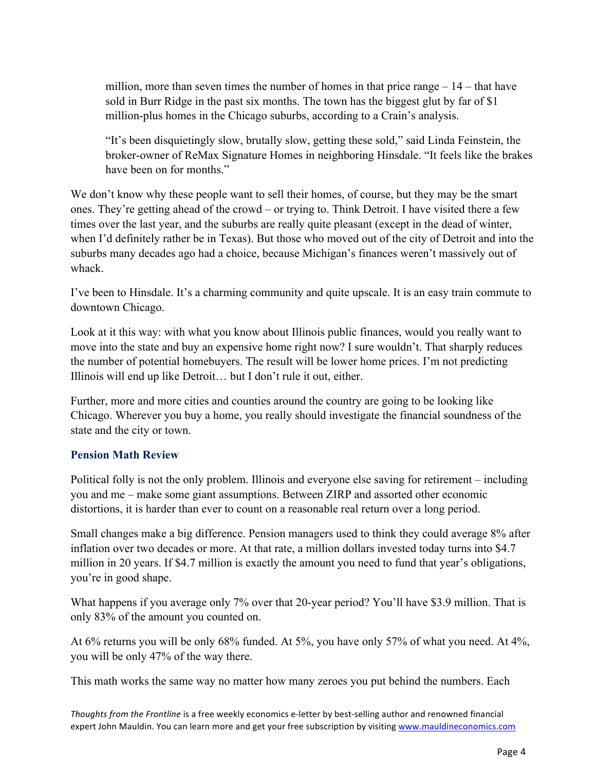> million, more than seven times the number of homes in that price range – 14 – that have sold in Burr Ridge in the past six months. The town has the biggest glut by far of $1 million-plus homes in the Chicago suburbs, according to a Crain's analysis.
>
> "It's been disquietingly slow, brutally slow, getting these sold," said Linda Feinstein, the broker-owner of ReMax Signature Homes in neighboring Hinsdale. "It feels like the brakes have been on for months."

We don't know why these people want to sell their homes, of course, but they may be the smart ones. They're getting ahead of the crowd – or trying to. Think Detroit. I have visited there a few times over the last year, and the suburbs are really quite pleasant (except in the dead of winter, when I'd definitely rather be in Texas). But those who moved out of the city of Detroit and into the suburbs many decades ago had a choice, because Michigan's finances weren't massively out of whack.

I've been to Hinsdale. It's a charming community and quite upscale. It is an easy train commute to downtown Chicago.

Look at it this way: with what you know about Illinois public finances, would you really want to move into the state and buy an expensive home right now? I sure wouldn't. That sharply reduces the number of potential homebuyers. The result will be lower home prices. I'm not predicting Illinois will end up like Detroit… but I don't rule it out, either.

Further, more and more cities and counties around the country are going to be looking like Chicago. Wherever you buy a home, you really should investigate the financial soundness of the state and the city or town.

### Pension Math Review

Political folly is not the only problem. Illinois and everyone else saving for retirement – including you and me – make some giant assumptions. Between ZIRP and assorted other economic distortions, it is harder than ever to count on a reasonable real return over a long period.

Small changes make a big difference. Pension managers used to think they could average 8% after inflation over two decades or more. At that rate, a million dollars invested today turns into $4.7 million in 20 years. If $4.7 million is exactly the amount you need to fund that year's obligations, you're in good shape.

What happens if you average only 7% over that 20-year period? You'll have $3.9 million. That is only 83% of the amount you counted on.

At 6% returns you will be only 68% funded. At 5%, you have only 57% of what you need. At 4%, you will be only 47% of the way there.

This math works the same way no matter how many zeroes you put behind the numbers. Each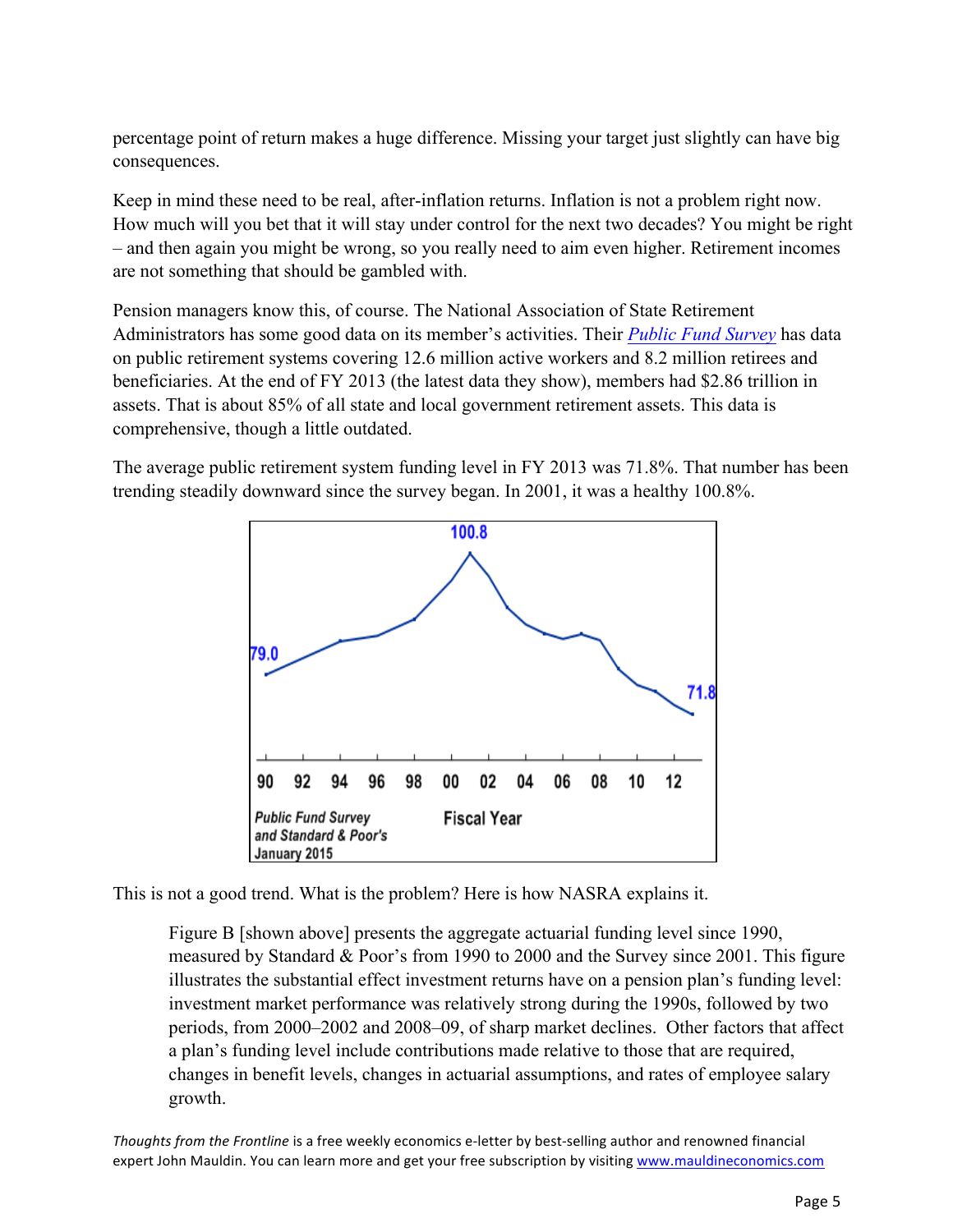percentage point of return makes a huge difference. Missing your target just slightly can have big consequences.

Keep in mind these need to be real, after-inflation returns. Inflation is not a problem right now. How much will you bet that it will stay under control for the next two decades? You might be right – and then again you might be wrong, so you really need to aim even higher. Retirement incomes are not something that should be gambled with.

Pension managers know this, of course. The National Association of State Retirement Administrators has some good data on its member's activities. Their [*Public Fund Survey*]() has data on public retirement systems covering 12.6 million active workers and 8.2 million retirees and beneficiaries. At the end of FY 2013 (the latest data they show), members had $2.86 trillion in assets. That is about 85% of all state and local government retirement assets. This data is comprehensive, though a little outdated.

The average public retirement system funding level in FY 2013 was 71.8%. That number has been trending steadily downward since the survey began. In 2001, it was a healthy 100.8%.

This is not a good trend. What is the problem? Here is how NASRA explains it.

> Figure B [shown above] presents the aggregate actuarial funding level since 1990, measured by Standard & Poor's from 1990 to 2000 and the Survey since 2001. This figure illustrates the substantial effect investment returns have on a pension plan's funding level: investment market performance was relatively strong during the 1990s, followed by two periods, from 2000–2002 and 2008–09, of sharp market declines. Other factors that affect a plan's funding level include contributions made relative to those that are required, changes in benefit levels, changes in actuarial assumptions, and rates of employee salary growth.

*Thoughts from the Frontline* is a free weekly economics e-letter by best-selling author and renowned financial expert John Mauldin. You can learn more and get your free subscription by visiting [www.mauldineconomics.com](www.mauldineconomics.com)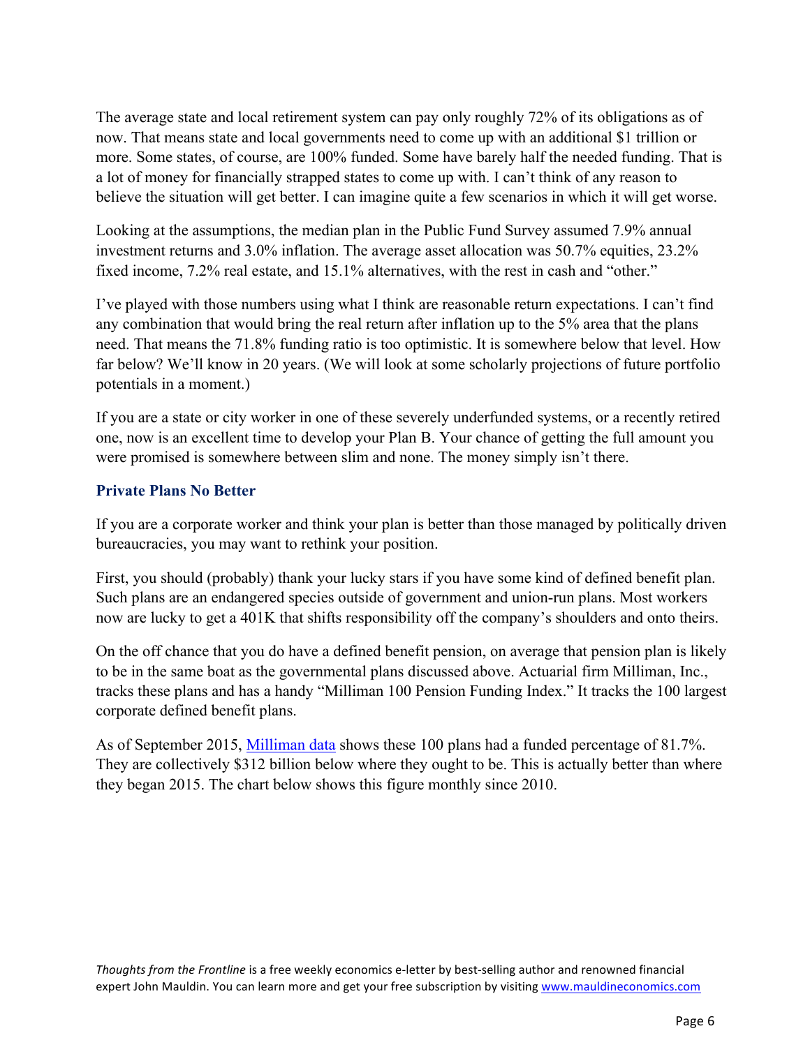The average state and local retirement system can pay only roughly 72% of its obligations as of now. That means state and local governments need to come up with an additional $1 trillion or more. Some states, of course, are 100% funded. Some have barely half the needed funding. That is a lot of money for financially strapped states to come up with. I can't think of any reason to believe the situation will get better. I can imagine quite a few scenarios in which it will get worse.

Looking at the assumptions, the median plan in the Public Fund Survey assumed 7.9% annual investment returns and 3.0% inflation. The average asset allocation was 50.7% equities, 23.2% fixed income, 7.2% real estate, and 15.1% alternatives, with the rest in cash and "other."

I've played with those numbers using what I think are reasonable return expectations. I can't find any combination that would bring the real return after inflation up to the 5% area that the plans need. That means the 71.8% funding ratio is too optimistic. It is somewhere below that level. How far below? We'll know in 20 years. (We will look at some scholarly projections of future portfolio potentials in a moment.)

If you are a state or city worker in one of these severely underfunded systems, or a recently retired one, now is an excellent time to develop your Plan B. Your chance of getting the full amount you were promised is somewhere between slim and none. The money simply isn't there.

### Private Plans No Better

If you are a corporate worker and think your plan is better than those managed by politically driven bureaucracies, you may want to rethink your position.

First, you should (probably) thank your lucky stars if you have some kind of defined benefit plan. Such plans are an endangered species outside of government and union-run plans. Most workers now are lucky to get a 401K that shifts responsibility off the company's shoulders and onto theirs.

On the off chance that you do have a defined benefit pension, on average that pension plan is likely to be in the same boat as the governmental plans discussed above. Actuarial firm Milliman, Inc., tracks these plans and has a handy "Milliman 100 Pension Funding Index." It tracks the 100 largest corporate defined benefit plans.

As of September 2015, [Milliman data](#) shows these 100 plans had a funded percentage of 81.7%. They are collectively $312 billion below where they ought to be. This is actually better than where they began 2015. The chart below shows this figure monthly since 2010.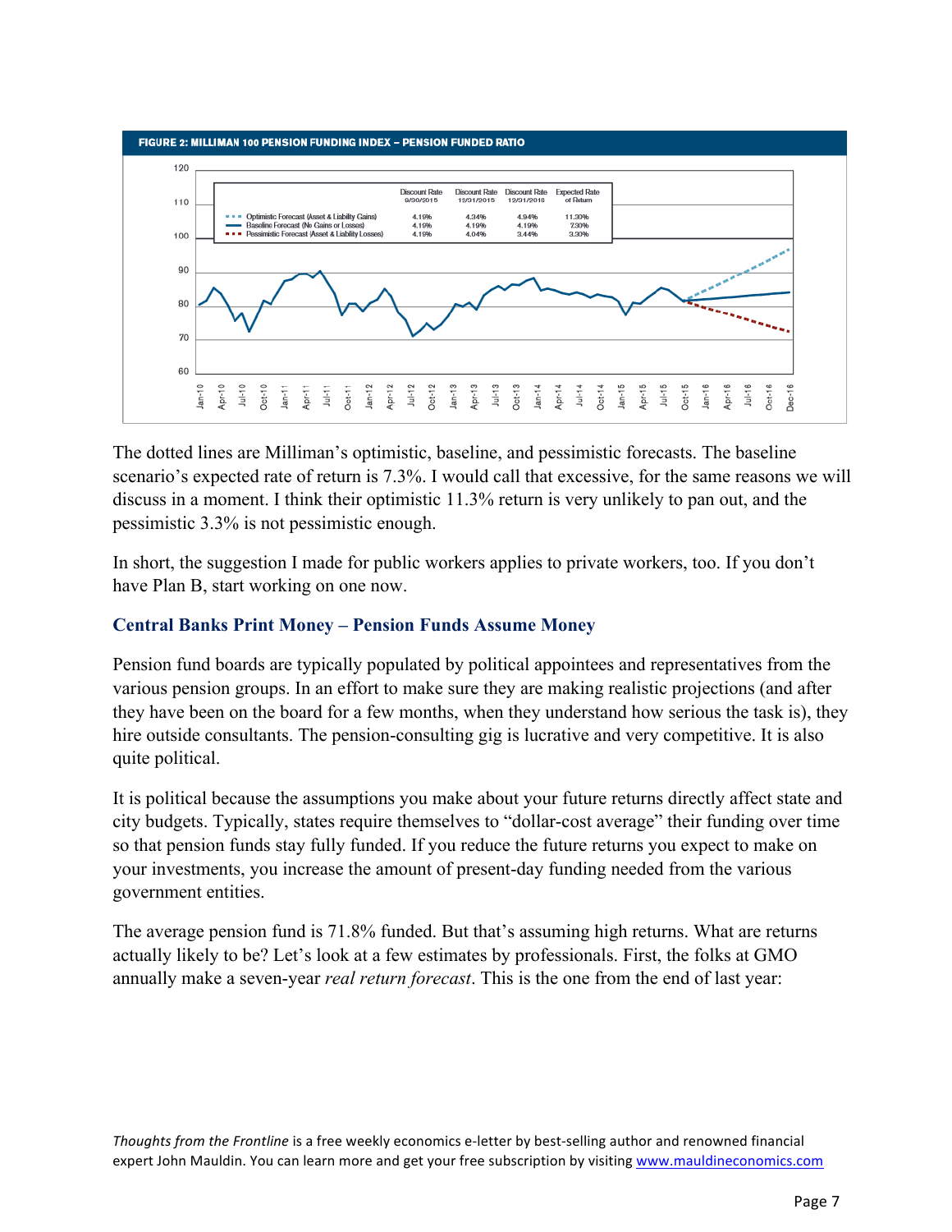**FIGURE 2: MILLIMAN 100 PENSION FUNDING INDEX – PENSION FUNDED RATIO**

| | Discount Rate 9/30/2015 | Discount Rate 12/31/2015 | Discount Rate 12/31/2016 | Expected Rate of Return |
|---|---|---|---|---|
| Optimistic Forecast (Asset & Liability Gains) | 4.19% | 4.34% | 4.94% | 11.30% |
| Baseline Forecast (No Gains or Losses) | 4.19% | 4.19% | 4.19% | 7.30% |
| Pessimistic Forecast (Asset & Liability Losses) | 4.19% | 4.04% | 3.44% | 3.30% |

The dotted lines are Milliman's optimistic, baseline, and pessimistic forecasts. The baseline scenario's expected rate of return is 7.3%. I would call that excessive, for the same reasons we will discuss in a moment. I think their optimistic 11.3% return is very unlikely to pan out, and the pessimistic 3.3% is not pessimistic enough.

In short, the suggestion I made for public workers applies to private workers, too. If you don't have Plan B, start working on one now.

### Central Banks Print Money – Pension Funds Assume Money

Pension fund boards are typically populated by political appointees and representatives from the various pension groups. In an effort to make sure they are making realistic projections (and after they have been on the board for a few months, when they understand how serious the task is), they hire outside consultants. The pension-consulting gig is lucrative and very competitive. It is also quite political.

It is political because the assumptions you make about your future returns directly affect state and city budgets. Typically, states require themselves to "dollar-cost average" their funding over time so that pension funds stay fully funded. If you reduce the future returns you expect to make on your investments, you increase the amount of present-day funding needed from the various government entities.

The average pension fund is 71.8% funded. But that's assuming high returns. What are returns actually likely to be? Let's look at a few estimates by professionals. First, the folks at GMO annually make a seven-year *real return forecast*. This is the one from the end of last year: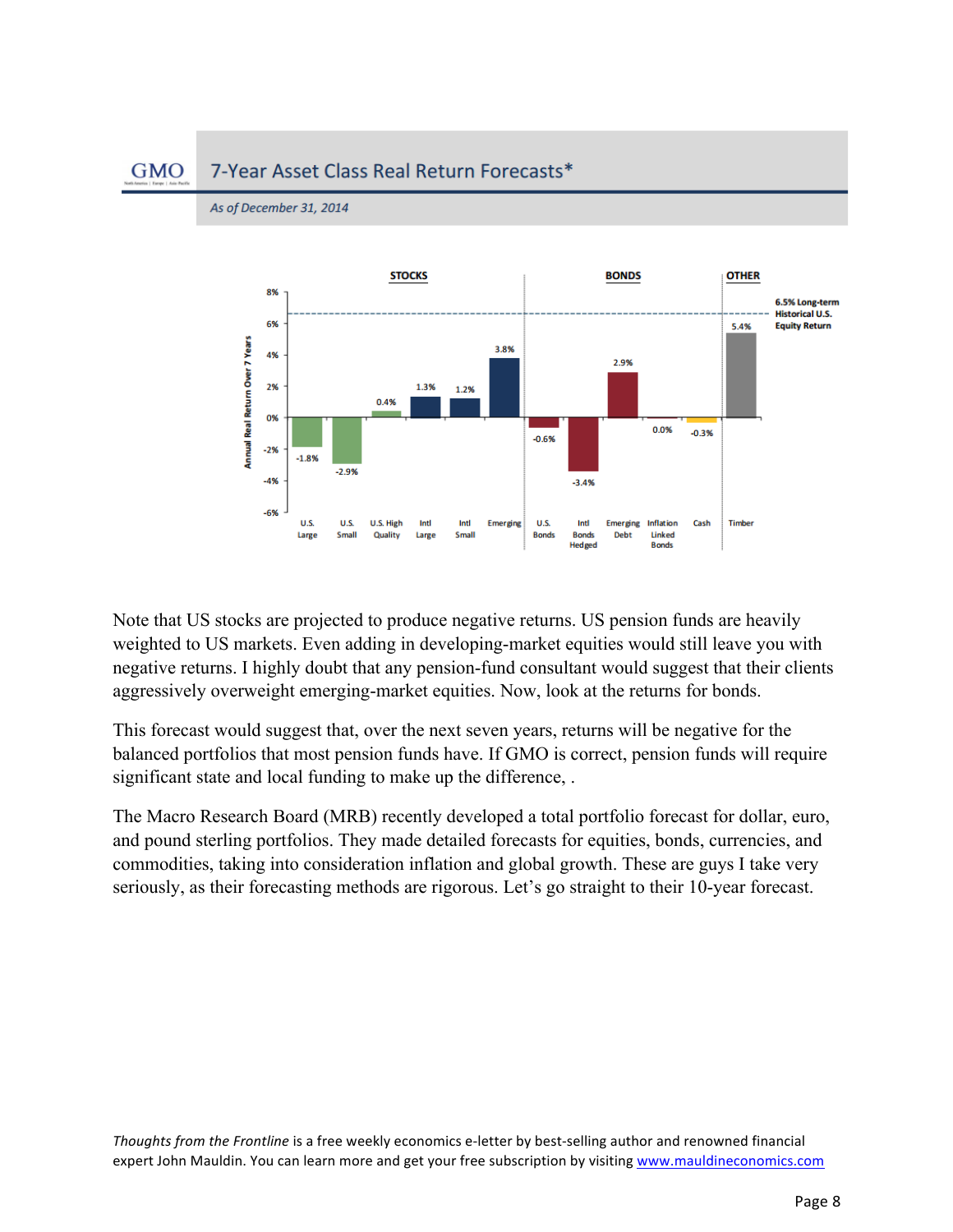GMO

## 7-Year Asset Class Real Return Forecasts*

*As of December 31, 2014*

| Category | Asset Class | Annual Real Return Over 7 Years |
|---|---|---|
| STOCKS | U.S. Large | -1.8% |
| STOCKS | U.S. Small | -2.9% |
| STOCKS | U.S. High Quality | 0.4% |
| STOCKS | Intl Large | 1.3% |
| STOCKS | Intl Small | 1.2% |
| STOCKS | Emerging | 3.8% |
| BONDS | U.S. Bonds | -0.6% |
| BONDS | Intl Bonds Hedged | -3.4% |
| BONDS | Emerging Debt | 2.9% |
| BONDS | Inflation Linked Bonds | 0.0% |
| BONDS | Cash | -0.3% |
| OTHER | Timber | 5.4% |

6.5% Long-term Historical U.S. Equity Return

Note that US stocks are projected to produce negative returns. US pension funds are heavily weighted to US markets. Even adding in developing-market equities would still leave you with negative returns. I highly doubt that any pension-fund consultant would suggest that their clients aggressively overweight emerging-market equities. Now, look at the returns for bonds.

This forecast would suggest that, over the next seven years, returns will be negative for the balanced portfolios that most pension funds have. If GMO is correct, pension funds will require significant state and local funding to make up the difference, .

The Macro Research Board (MRB) recently developed a total portfolio forecast for dollar, euro, and pound sterling portfolios. They made detailed forecasts for equities, bonds, currencies, and commodities, taking into consideration inflation and global growth. These are guys I take very seriously, as their forecasting methods are rigorous. Let's go straight to their 10-year forecast.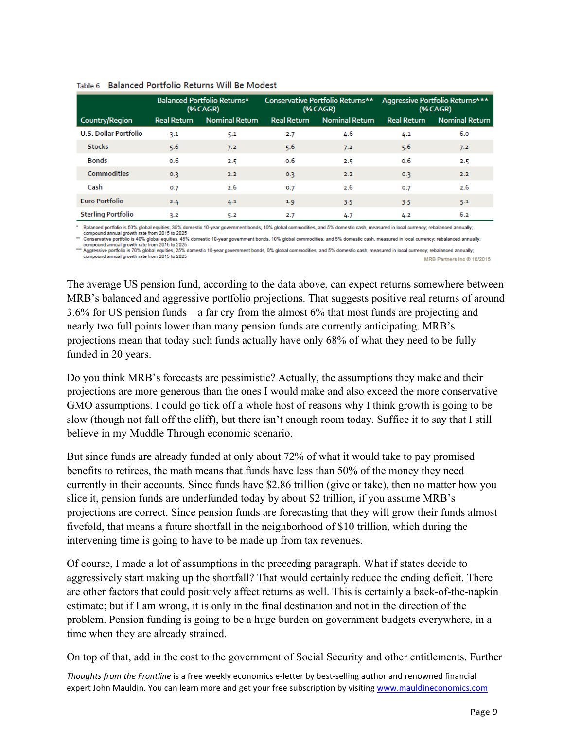Table 6 **Balanced Portfolio Returns Will Be Modest**

| Country/Region | Balanced Portfolio Returns* (%CAGR) Real Return | Balanced Portfolio Returns* (%CAGR) Nominal Return | Conservative Portfolio Returns** (%CAGR) Real Return | Conservative Portfolio Returns** (%CAGR) Nominal Return | Aggressive Portfolio Returns*** (%CAGR) Real Return | Aggressive Portfolio Returns*** (%CAGR) Nominal Return |
|---|---|---|---|---|---|---|
| U.S. Dollar Portfolio | 3.1 | 5.1 | 2.7 | 4.6 | 4.1 | 6.0 |
| Stocks | 5.6 | 7.2 | 5.6 | 7.2 | 5.6 | 7.2 |
| Bonds | 0.6 | 2.5 | 0.6 | 2.5 | 0.6 | 2.5 |
| Commodities | 0.3 | 2.2 | 0.3 | 2.2 | 0.3 | 2.2 |
| Cash | 0.7 | 2.6 | 0.7 | 2.6 | 0.7 | 2.6 |
| Euro Portfolio | 2.4 | 4.1 | 1.9 | 3.5 | 3.5 | 5.1 |
| Sterling Portfolio | 3.2 | 5.2 | 2.7 | 4.7 | 4.2 | 6.2 |

\* Balanced portfolio is 50% global equities; 35% domestic 10-year government bonds, 10% global commodities, and 5% domestic cash, measured in local currency; rebalanced annually; compound annual growth rate from 2015 to 2025

\*\* Conservative portfolio is 40% global equities, 45% domestic 10-year government bonds, 10% global commodities, and 5% domestic cash, measured in local currency; rebalanced annually; compound annual growth rate from 2015 to 2025

\*\*\* Aggressive portfolio is 70% global equities, 25% domestic 10-year government bonds, 0% global commodities, and 5% domestic cash, measured in local currency; rebalanced annually; compound annual growth rate from 2015 to 2025

MRB Partners Inc © 10/2015

The average US pension fund, according to the data above, can expect returns somewhere between MRB's balanced and aggressive portfolio projections. That suggests positive real returns of around 3.6% for US pension funds – a far cry from the almost 6% that most funds are projecting and nearly two full points lower than many pension funds are currently anticipating. MRB's projections mean that today such funds actually have only 68% of what they need to be fully funded in 20 years.

Do you think MRB's forecasts are pessimistic? Actually, the assumptions they make and their projections are more generous than the ones I would make and also exceed the more conservative GMO assumptions. I could go tick off a whole host of reasons why I think growth is going to be slow (though not fall off the cliff), but there isn't enough room today. Suffice it to say that I still believe in my Muddle Through economic scenario.

But since funds are already funded at only about 72% of what it would take to pay promised benefits to retirees, the math means that funds have less than 50% of the money they need currently in their accounts. Since funds have $2.86 trillion (give or take), then no matter how you slice it, pension funds are underfunded today by about $2 trillion, if you assume MRB's projections are correct. Since pension funds are forecasting that they will grow their funds almost fivefold, that means a future shortfall in the neighborhood of $10 trillion, which during the intervening time is going to have to be made up from tax revenues.

Of course, I made a lot of assumptions in the preceding paragraph. What if states decide to aggressively start making up the shortfall? That would certainly reduce the ending deficit. There are other factors that could positively affect returns as well. This is certainly a back-of-the-napkin estimate; but if I am wrong, it is only in the final destination and not in the direction of the problem. Pension funding is going to be a huge burden on government budgets everywhere, in a time when they are already strained.

On top of that, add in the cost to the government of Social Security and other entitlements. Further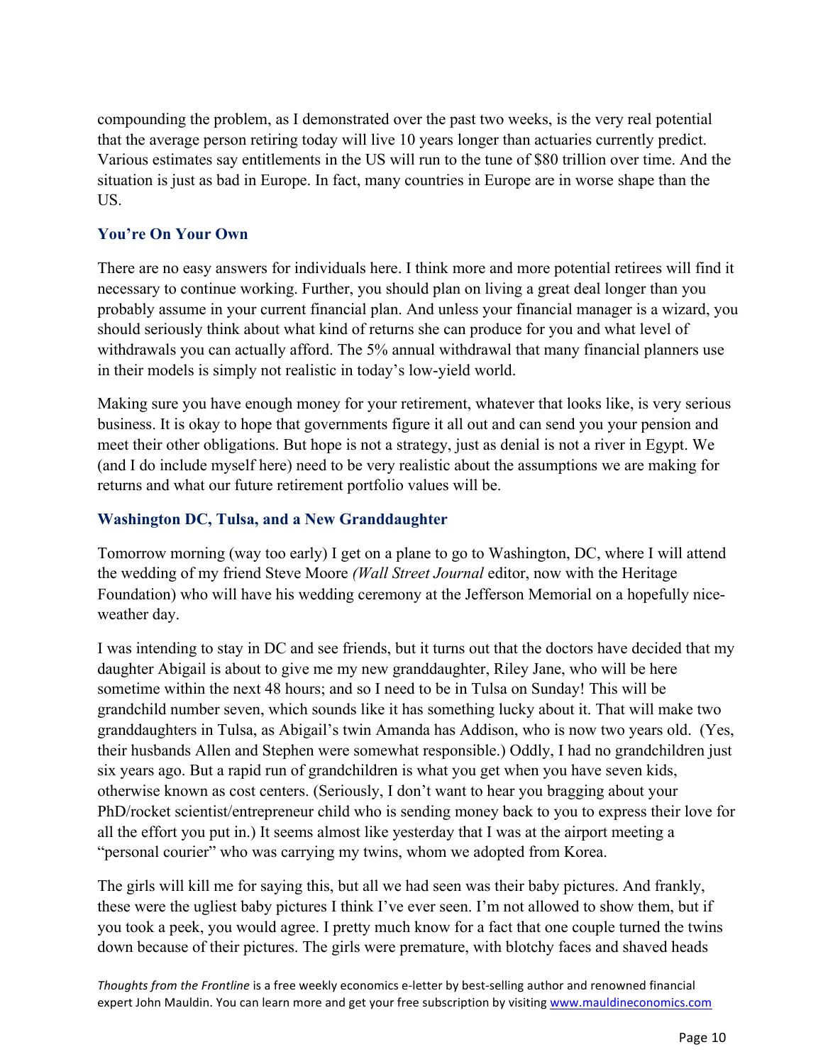compounding the problem, as I demonstrated over the past two weeks, is the very real potential that the average person retiring today will live 10 years longer than actuaries currently predict. Various estimates say entitlements in the US will run to the tune of $80 trillion over time. And the situation is just as bad in Europe. In fact, many countries in Europe are in worse shape than the US.

### You're On Your Own

There are no easy answers for individuals here. I think more and more potential retirees will find it necessary to continue working. Further, you should plan on living a great deal longer than you probably assume in your current financial plan. And unless your financial manager is a wizard, you should seriously think about what kind of returns she can produce for you and what level of withdrawals you can actually afford. The 5% annual withdrawal that many financial planners use in their models is simply not realistic in today's low-yield world.

Making sure you have enough money for your retirement, whatever that looks like, is very serious business. It is okay to hope that governments figure it all out and can send you your pension and meet their other obligations. But hope is not a strategy, just as denial is not a river in Egypt. We (and I do include myself here) need to be very realistic about the assumptions we are making for returns and what our future retirement portfolio values will be.

### Washington DC, Tulsa, and a New Granddaughter

Tomorrow morning (way too early) I get on a plane to go to Washington, DC, where I will attend the wedding of my friend Steve Moore *(Wall Street Journal* editor, now with the Heritage Foundation) who will have his wedding ceremony at the Jefferson Memorial on a hopefully nice-weather day.

I was intending to stay in DC and see friends, but it turns out that the doctors have decided that my daughter Abigail is about to give me my new granddaughter, Riley Jane, who will be here sometime within the next 48 hours; and so I need to be in Tulsa on Sunday! This will be grandchild number seven, which sounds like it has something lucky about it. That will make two granddaughters in Tulsa, as Abigail's twin Amanda has Addison, who is now two years old. (Yes, their husbands Allen and Stephen were somewhat responsible.) Oddly, I had no grandchildren just six years ago. But a rapid run of grandchildren is what you get when you have seven kids, otherwise known as cost centers. (Seriously, I don't want to hear you bragging about your PhD/rocket scientist/entrepreneur child who is sending money back to you to express their love for all the effort you put in.) It seems almost like yesterday that I was at the airport meeting a "personal courier" who was carrying my twins, whom we adopted from Korea.

The girls will kill me for saying this, but all we had seen was their baby pictures. And frankly, these were the ugliest baby pictures I think I've ever seen. I'm not allowed to show them, but if you took a peek, you would agree. I pretty much know for a fact that one couple turned the twins down because of their pictures. The girls were premature, with blotchy faces and shaved heads

*Thoughts from the Frontline* is a free weekly economics e-letter by best-selling author and renowned financial expert John Mauldin. You can learn more and get your free subscription by visiting www.mauldineconomics.com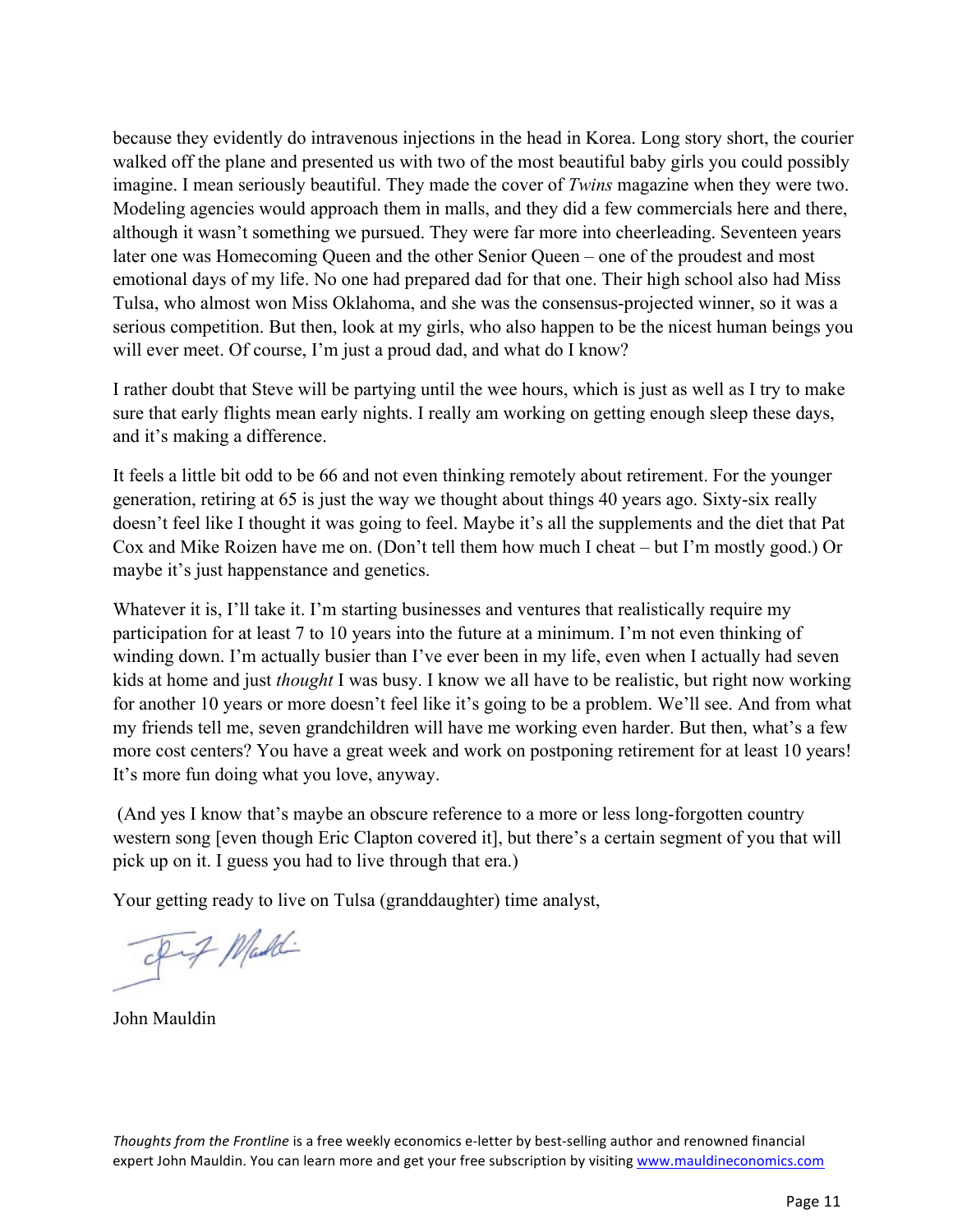because they evidently do intravenous injections in the head in Korea. Long story short, the courier walked off the plane and presented us with two of the most beautiful baby girls you could possibly imagine. I mean seriously beautiful. They made the cover of *Twins* magazine when they were two. Modeling agencies would approach them in malls, and they did a few commercials here and there, although it wasn't something we pursued. They were far more into cheerleading. Seventeen years later one was Homecoming Queen and the other Senior Queen – one of the proudest and most emotional days of my life. No one had prepared dad for that one. Their high school also had Miss Tulsa, who almost won Miss Oklahoma, and she was the consensus-projected winner, so it was a serious competition. But then, look at my girls, who also happen to be the nicest human beings you will ever meet. Of course, I'm just a proud dad, and what do I know?

I rather doubt that Steve will be partying until the wee hours, which is just as well as I try to make sure that early flights mean early nights. I really am working on getting enough sleep these days, and it's making a difference.

It feels a little bit odd to be 66 and not even thinking remotely about retirement. For the younger generation, retiring at 65 is just the way we thought about things 40 years ago. Sixty-six really doesn't feel like I thought it was going to feel. Maybe it's all the supplements and the diet that Pat Cox and Mike Roizen have me on. (Don't tell them how much I cheat – but I'm mostly good.) Or maybe it's just happenstance and genetics.

Whatever it is, I'll take it. I'm starting businesses and ventures that realistically require my participation for at least 7 to 10 years into the future at a minimum. I'm not even thinking of winding down. I'm actually busier than I've ever been in my life, even when I actually had seven kids at home and just *thought* I was busy. I know we all have to be realistic, but right now working for another 10 years or more doesn't feel like it's going to be a problem. We'll see. And from what my friends tell me, seven grandchildren will have me working even harder. But then, what's a few more cost centers? You have a great week and work on postponing retirement for at least 10 years! It's more fun doing what you love, anyway.

(And yes I know that's maybe an obscure reference to a more or less long-forgotten country western song [even though Eric Clapton covered it], but there's a certain segment of you that will pick up on it. I guess you had to live through that era.)

Your getting ready to live on Tulsa (granddaughter) time analyst,

John Mauldin

*Thoughts from the Frontline* is a free weekly economics e-letter by best-selling author and renowned financial expert John Mauldin. You can learn more and get your free subscription by visiting www.mauldineconomics.com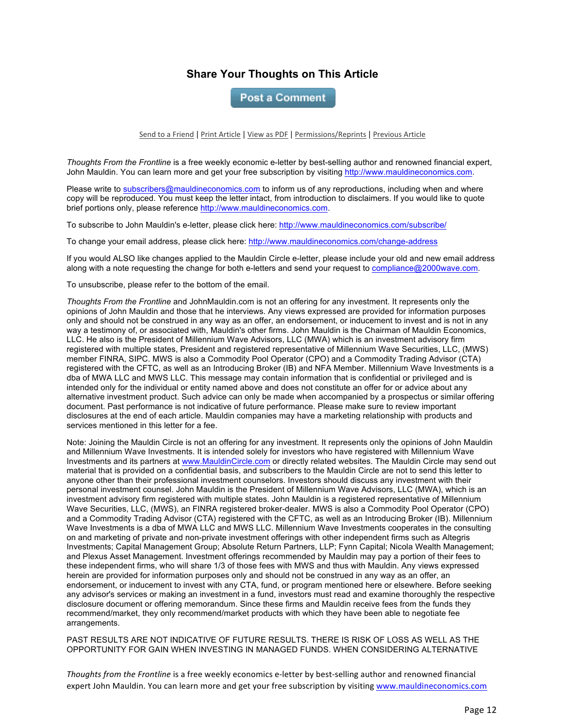## Share Your Thoughts on This Article

Post a Comment

Send to a Friend | Print Article | View as PDF | Permissions/Reprints | Previous Article

*Thoughts From the Frontline* is a free weekly economic e-letter by best-selling author and renowned financial expert, John Mauldin. You can learn more and get your free subscription by visiting http://www.mauldineconomics.com.

Please write to subscribers@mauldineconomics.com to inform us of any reproductions, including when and where copy will be reproduced. You must keep the letter intact, from introduction to disclaimers. If you would like to quote brief portions only, please reference http://www.mauldineconomics.com.

To subscribe to John Mauldin's e-letter, please click here: http://www.mauldineconomics.com/subscribe/

To change your email address, please click here: http://www.mauldineconomics.com/change-address

If you would ALSO like changes applied to the Mauldin Circle e-letter, please include your old and new email address along with a note requesting the change for both e-letters and send your request to compliance@2000wave.com.

To unsubscribe, please refer to the bottom of the email.

*Thoughts From the Frontline* and JohnMauldin.com is not an offering for any investment. It represents only the opinions of John Mauldin and those that he interviews. Any views expressed are provided for information purposes only and should not be construed in any way as an offer, an endorsement, or inducement to invest and is not in any way a testimony of, or associated with, Mauldin's other firms. John Mauldin is the Chairman of Mauldin Economics, LLC. He also is the President of Millennium Wave Advisors, LLC (MWA) which is an investment advisory firm registered with multiple states, President and registered representative of Millennium Wave Securities, LLC, (MWS) member FINRA, SIPC. MWS is also a Commodity Pool Operator (CPO) and a Commodity Trading Advisor (CTA) registered with the CFTC, as well as an Introducing Broker (IB) and NFA Member. Millennium Wave Investments is a dba of MWA LLC and MWS LLC. This message may contain information that is confidential or privileged and is intended only for the individual or entity named above and does not constitute an offer for or advice about any alternative investment product. Such advice can only be made when accompanied by a prospectus or similar offering document. Past performance is not indicative of future performance. Please make sure to review important disclosures at the end of each article. Mauldin companies may have a marketing relationship with products and services mentioned in this letter for a fee.

Note: Joining the Mauldin Circle is not an offering for any investment. It represents only the opinions of John Mauldin and Millennium Wave Investments. It is intended solely for investors who have registered with Millennium Wave Investments and its partners at www.MauldinCircle.com or directly related websites. The Mauldin Circle may send out material that is provided on a confidential basis, and subscribers to the Mauldin Circle are not to send this letter to anyone other than their professional investment counselors. Investors should discuss any investment with their personal investment counsel. John Mauldin is the President of Millennium Wave Advisors, LLC (MWA), which is an investment advisory firm registered with multiple states. John Mauldin is a registered representative of Millennium Wave Securities, LLC, (MWS), an FINRA registered broker-dealer. MWS is also a Commodity Pool Operator (CPO) and a Commodity Trading Advisor (CTA) registered with the CFTC, as well as an Introducing Broker (IB). Millennium Wave Investments is a dba of MWA LLC and MWS LLC. Millennium Wave Investments cooperates in the consulting on and marketing of private and non-private investment offerings with other independent firms such as Altegris Investments; Capital Management Group; Absolute Return Partners, LLP; Fynn Capital; Nicola Wealth Management; and Plexus Asset Management. Investment offerings recommended by Mauldin may pay a portion of their fees to these independent firms, who will share 1/3 of those fees with MWS and thus with Mauldin. Any views expressed herein are provided for information purposes only and should not be construed in any way as an offer, an endorsement, or inducement to invest with any CTA, fund, or program mentioned here or elsewhere. Before seeking any advisor's services or making an investment in a fund, investors must read and examine thoroughly the respective disclosure document or offering memorandum. Since these firms and Mauldin receive fees from the funds they recommend/market, they only recommend/market products with which they have been able to negotiate fee arrangements.

PAST RESULTS ARE NOT INDICATIVE OF FUTURE RESULTS. THERE IS RISK OF LOSS AS WELL AS THE OPPORTUNITY FOR GAIN WHEN INVESTING IN MANAGED FUNDS. WHEN CONSIDERING ALTERNATIVE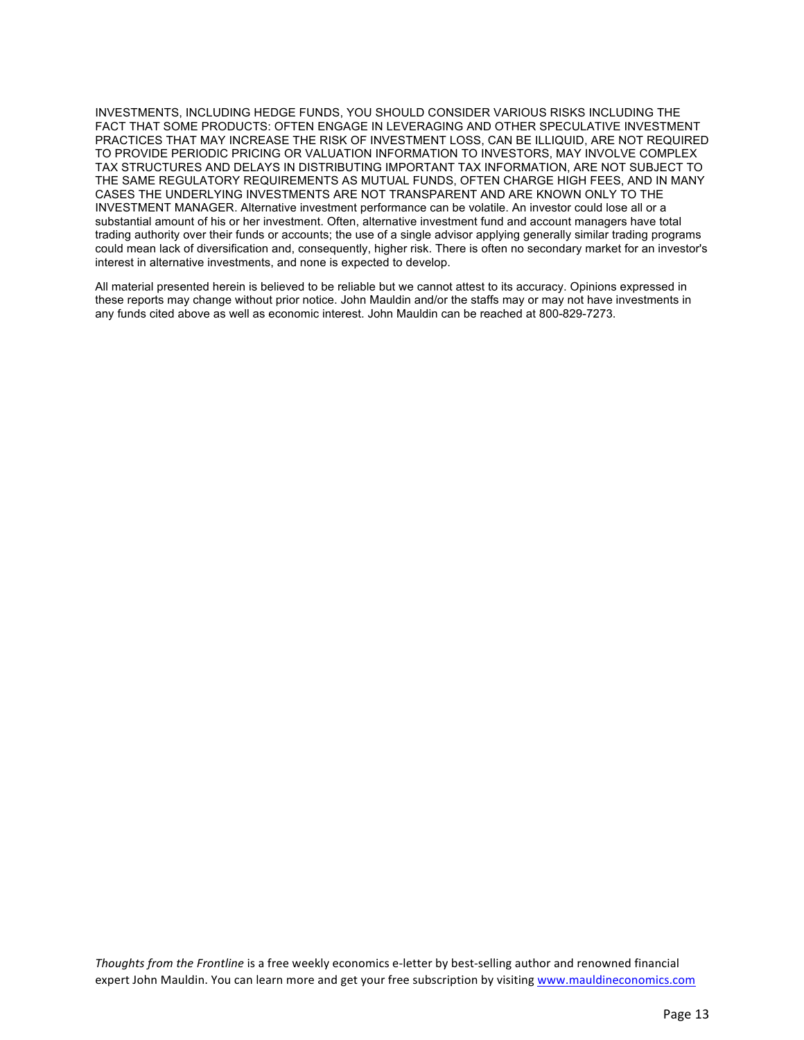INVESTMENTS, INCLUDING HEDGE FUNDS, YOU SHOULD CONSIDER VARIOUS RISKS INCLUDING THE FACT THAT SOME PRODUCTS: OFTEN ENGAGE IN LEVERAGING AND OTHER SPECULATIVE INVESTMENT PRACTICES THAT MAY INCREASE THE RISK OF INVESTMENT LOSS, CAN BE ILLIQUID, ARE NOT REQUIRED TO PROVIDE PERIODIC PRICING OR VALUATION INFORMATION TO INVESTORS, MAY INVOLVE COMPLEX TAX STRUCTURES AND DELAYS IN DISTRIBUTING IMPORTANT TAX INFORMATION, ARE NOT SUBJECT TO THE SAME REGULATORY REQUIREMENTS AS MUTUAL FUNDS, OFTEN CHARGE HIGH FEES, AND IN MANY CASES THE UNDERLYING INVESTMENTS ARE NOT TRANSPARENT AND ARE KNOWN ONLY TO THE INVESTMENT MANAGER. Alternative investment performance can be volatile. An investor could lose all or a substantial amount of his or her investment. Often, alternative investment fund and account managers have total trading authority over their funds or accounts; the use of a single advisor applying generally similar trading programs could mean lack of diversification and, consequently, higher risk. There is often no secondary market for an investor's interest in alternative investments, and none is expected to develop.

All material presented herein is believed to be reliable but we cannot attest to its accuracy. Opinions expressed in these reports may change without prior notice. John Mauldin and/or the staffs may or may not have investments in any funds cited above as well as economic interest. John Mauldin can be reached at 800-829-7273.

*Thoughts from the Frontline* is a free weekly economics e-letter by best-selling author and renowned financial expert John Mauldin. You can learn more and get your free subscription by visiting www.mauldineconomics.com